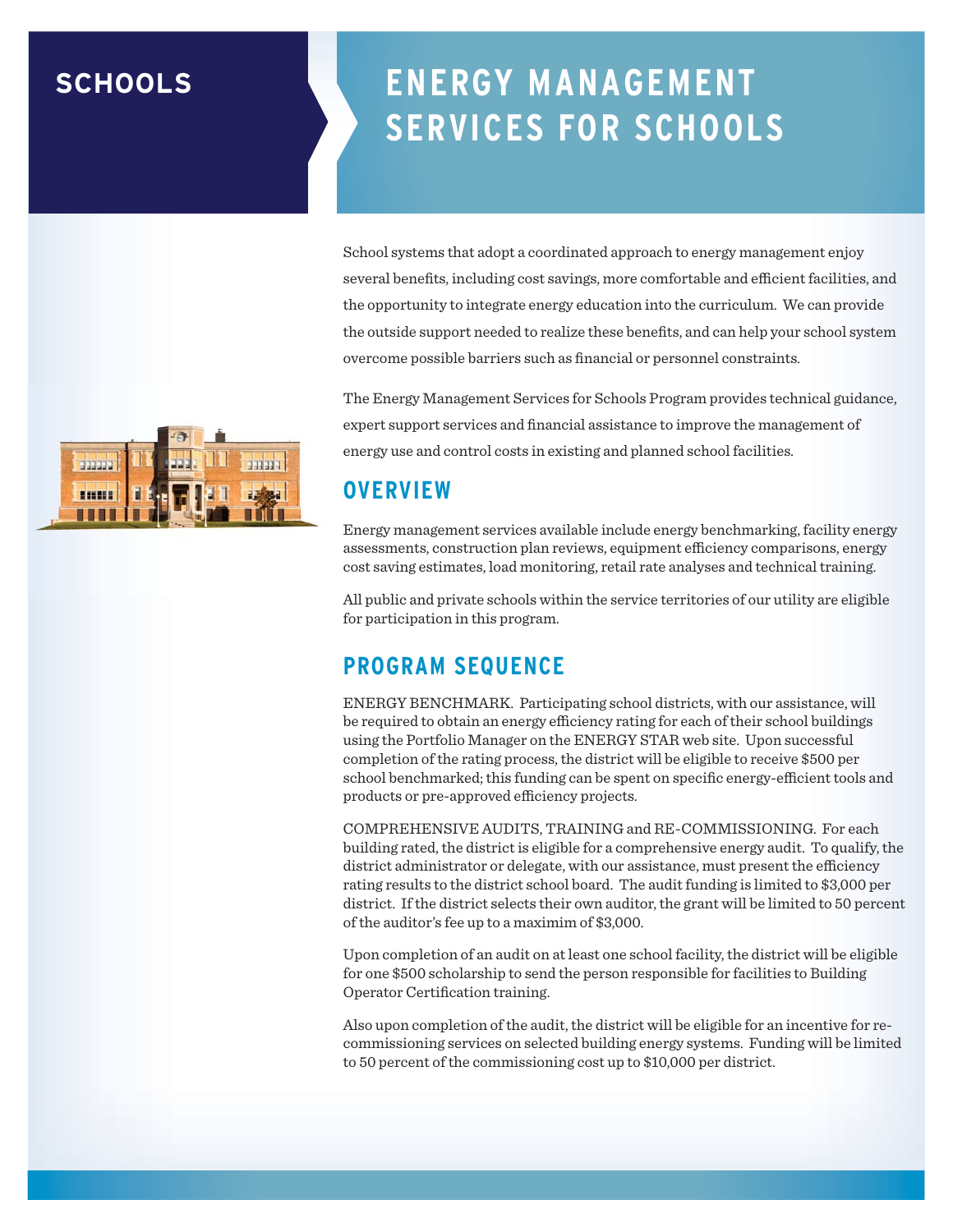SCHOOLS

# ENERGY MANAGEMENT SERVICES FOR SCHOOLS

School systems that adopt a coordinated approach to energy management enjoy several benefits, including cost savings, more comfortable and efficient facilities, and the opportunity to integrate energy education into the curriculum. We can provide the outside support needed to realize these benefits, and can help your school system overcome possible barriers such as financial or personnel constraints.

The Energy Management Services for Schools Program provides technical guidance, expert support services and financial assistance to improve the management of energy use and control costs in existing and planned school facilities.

## OVERVIEW

Energy management services available include energy benchmarking, facility energy assessments, construction plan reviews, equipment efficiency comparisons, energy cost saving estimates, load monitoring, retail rate analyses and technical training.

All public and private schools within the service territories of our utility are eligible for participation in this program.

## PROGRAM SEQUENCE

ENERGY BENCHMARK. Participating school districts, with our assistance, will be required to obtain an energy efficiency rating for each of their school buildings using the Portfolio Manager on the ENERGY STAR web site. Upon successful completion of the rating process, the district will be eligible to receive $500 per school benchmarked; this funding can be spent on specific energy-efficient tools and products or pre-approved efficiency projects.

COMPREHENSIVE AUDITS, TRAINING and RE-COMMISSIONING. For each building rated, the district is eligible for a comprehensive energy audit. To qualify, the district administrator or delegate, with our assistance, must present the efficiency rating results to the district school board. The audit funding is limited to $3,000 per district. If the district selects their own auditor, the grant will be limited to 50 percent of the auditor's fee up to a maximim of $3,000.

Upon completion of an audit on at least one school facility, the district will be eligible for one $500 scholarship to send the person responsible for facilities to Building Operator Certification training.

Also upon completion of the audit, the district will be eligible for an incentive for re-commissioning services on selected building energy systems. Funding will be limited to 50 percent of the commissioning cost up to $10,000 per district.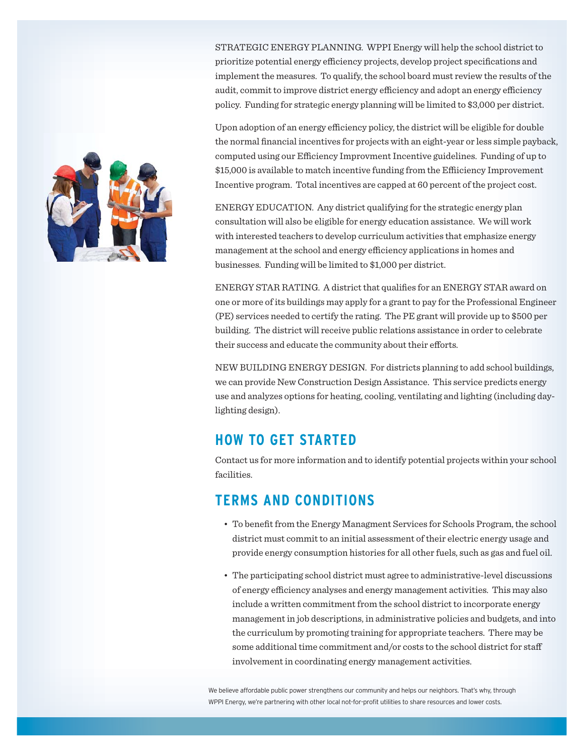STRATEGIC ENERGY PLANNING. WPPI Energy will help the school district to prioritize potential energy efficiency projects, develop project specifications and implement the measures. To qualify, the school board must review the results of the audit, commit to improve district energy efficiency and adopt an energy efficiency policy. Funding for strategic energy planning will be limited to $3,000 per district.

Upon adoption of an energy efficiency policy, the district will be eligible for double the normal financial incentives for projects with an eight-year or less simple payback, computed using our Efficiency Improvment Incentive guidelines. Funding of up to $15,000 is available to match incentive funding from the Effiiciency Improvement Incentive program. Total incentives are capped at 60 percent of the project cost.

ENERGY EDUCATION. Any district qualifying for the strategic energy plan consultation will also be eligible for energy education assistance. We will work with interested teachers to develop curriculum activities that emphasize energy management at the school and energy efficiency applications in homes and businesses. Funding will be limited to $1,000 per district.

ENERGY STAR RATING. A district that qualifies for an ENERGY STAR award on one or more of its buildings may apply for a grant to pay for the Professional Engineer (PE) services needed to certify the rating. The PE grant will provide up to $500 per building. The district will receive public relations assistance in order to celebrate their success and educate the community about their efforts.

NEW BUILDING ENERGY DESIGN. For districts planning to add school buildings, we can provide New Construction Design Assistance. This service predicts energy use and analyzes options for heating, cooling, ventilating and lighting (including day-lighting design).

## HOW TO GET STARTED

Contact us for more information and to identify potential projects within your school facilities.

## TERMS AND CONDITIONS

- To benefit from the Energy Managment Services for Schools Program, the school district must commit to an initial assessment of their electric energy usage and provide energy consumption histories for all other fuels, such as gas and fuel oil.
- The participating school district must agree to administrative-level discussions of energy efficiency analyses and energy management activities. This may also include a written commitment from the school district to incorporate energy management in job descriptions, in administrative policies and budgets, and into the curriculum by promoting training for appropriate teachers. There may be some additional time commitment and/or costs to the school district for staff involvement in coordinating energy management activities.

We believe affordable public power strengthens our community and helps our neighbors. That's why, through WPPI Energy, we're partnering with other local not-for-profit utilities to share resources and lower costs.